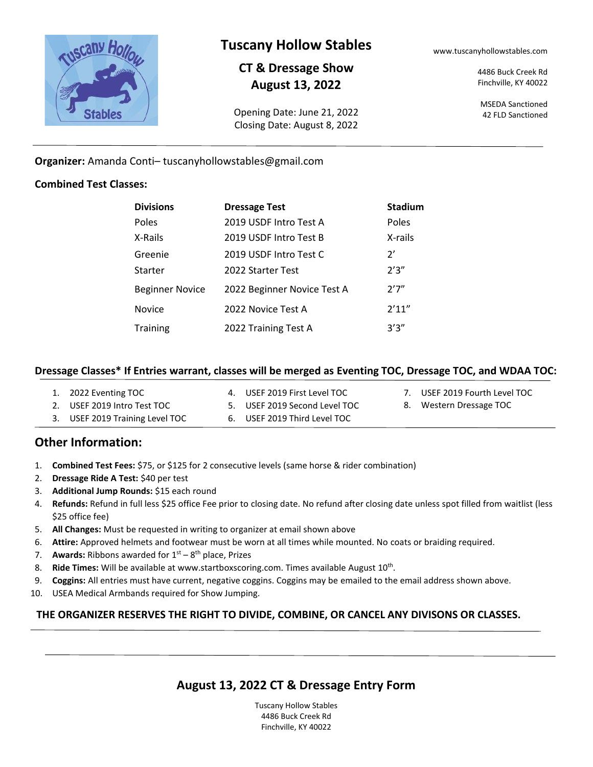# Tuscany Hollow Stables

## CT & Dressage Show
## August 13, 2022

Opening Date: June 21, 2022
Closing Date: August 8, 2022

www.tuscanyhollowstables.com

4486 Buck Creek Rd
Finchville, KY 40022

MSEDA Sanctioned
42 FLD Sanctioned

---

**Organizer:** Amanda Conti– tuscanyhollowstables@gmail.com

**Combined Test Classes:**

| Divisions | Dressage Test | Stadium |
|---|---|---|
| Poles | 2019 USDF Intro Test A | Poles |
| X-Rails | 2019 USDF Intro Test B | X-rails |
| Greenie | 2019 USDF Intro Test C | 2’ |
| Starter | 2022 Starter Test | 2’3” |
| Beginner Novice | 2022 Beginner Novice Test A | 2’7” |
| Novice | 2022 Novice Test A | 2’11” |
| Training | 2022 Training Test A | 3’3” |

**Dressage Classes\* If Entries warrant, classes will be merged as Eventing TOC, Dressage TOC, and WDAA TOC:**

1. 2022 Eventing TOC
2. USEF 2019 Intro Test TOC
3. USEF 2019 Training Level TOC
4. USEF 2019 First Level TOC
5. USEF 2019 Second Level TOC
6. USEF 2019 Third Level TOC
7. USEF 2019 Fourth Level TOC
8. Western Dressage TOC

## Other Information:

1. **Combined Test Fees:** $75, or $125 for 2 consecutive levels (same horse & rider combination)
2. **Dressage Ride A Test:** $40 per test
3. **Additional Jump Rounds:** $15 each round
4. **Refunds:** Refund in full less $25 office Fee prior to closing date. No refund after closing date unless spot filled from waitlist (less $25 office fee)
5. **All Changes:** Must be requested in writing to organizer at email shown above
6. **Attire:** Approved helmets and footwear must be worn at all times while mounted. No coats or braiding required.
7. **Awards:** Ribbons awarded for 1st – 8th place, Prizes
8. **Ride Times:** Will be available at www.startboxscoring.com. Times available August 10th.
9. **Coggins:** All entries must have current, negative coggins. Coggins may be emailed to the email address shown above.
10. USEA Medical Armbands required for Show Jumping.

**THE ORGANIZER RESERVES THE RIGHT TO DIVIDE, COMBINE, OR CANCEL ANY DIVISONS OR CLASSES.**

---

## August 13, 2022 CT & Dressage Entry Form

Tuscany Hollow Stables
4486 Buck Creek Rd
Finchville, KY 40022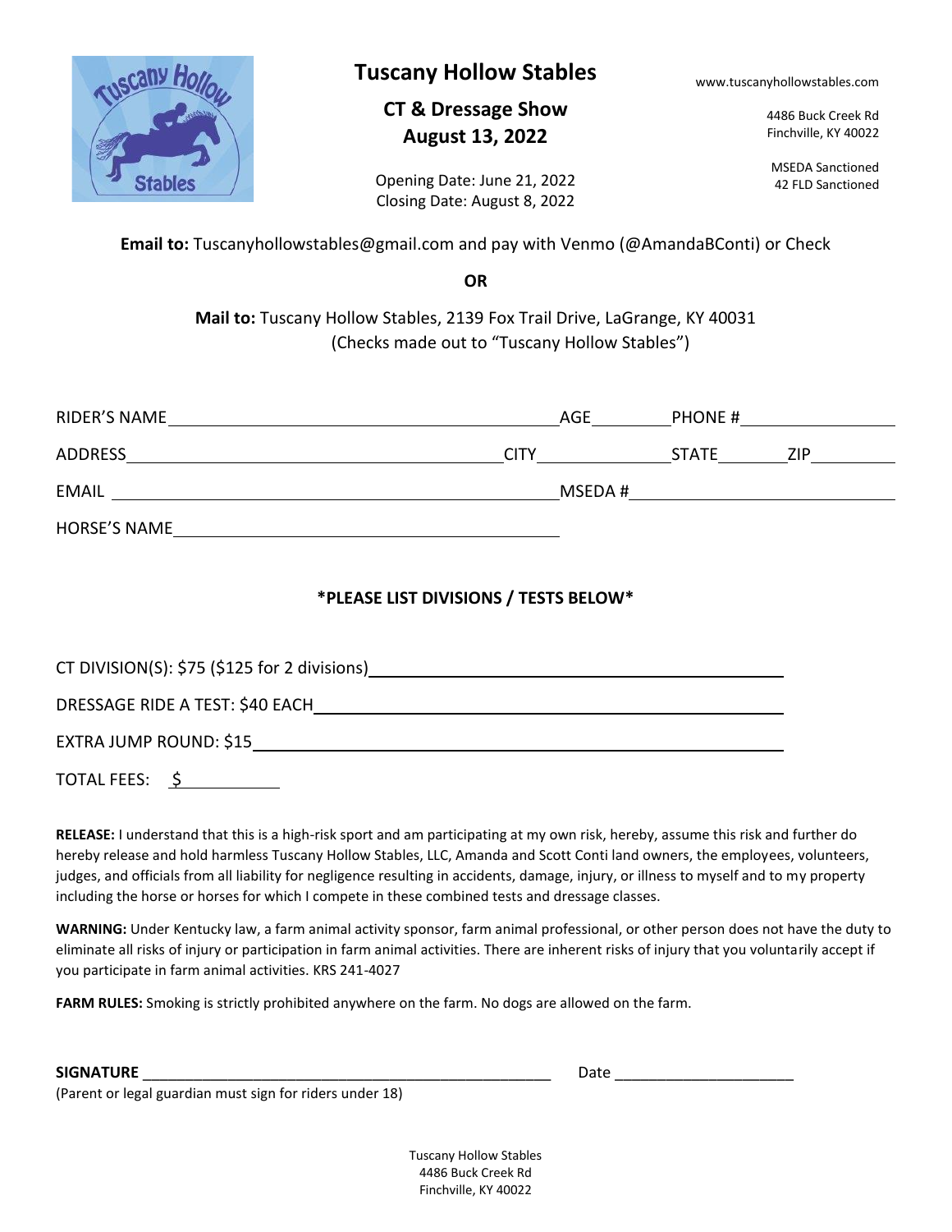# Tuscany Hollow Stables

## CT & Dressage Show
## August 13, 2022

Opening Date: June 21, 2022
Closing Date: August 8, 2022

www.tuscanyhollowstables.com

4486 Buck Creek Rd
Finchville, KY 40022

MSEDA Sanctioned
42 FLD Sanctioned

**Email to:** Tuscanyhollowstables@gmail.com and pay with Venmo (@AmandaBConti) or Check

**OR**

**Mail to:** Tuscany Hollow Stables, 2139 Fox Trail Drive, LaGrange, KY 40031
(Checks made out to "Tuscany Hollow Stables")

RIDER'S NAME ______________________ AGE ________ PHONE # ______________

ADDRESS ______________________ CITY ____________ STATE ________ ZIP ________

EMAIL ______________________ MSEDA # ______________

HORSE'S NAME ______________________

**\*PLEASE LIST DIVISIONS / TESTS BELOW\***

CT DIVISION(S): $75 ($125 for 2 divisions) ______________________

DRESSAGE RIDE A TEST: $40 EACH ______________________

EXTRA JUMP ROUND: $15 ______________________

TOTAL FEES: $ ________

**RELEASE:** I understand that this is a high-risk sport and am participating at my own risk, hereby, assume this risk and further do hereby release and hold harmless Tuscany Hollow Stables, LLC, Amanda and Scott Conti land owners, the employees, volunteers, judges, and officials from all liability for negligence resulting in accidents, damage, injury, or illness to myself and to my property including the horse or horses for which I compete in these combined tests and dressage classes.

**WARNING:** Under Kentucky law, a farm animal activity sponsor, farm animal professional, or other person does not have the duty to eliminate all risks of injury or participation in farm animal activities. There are inherent risks of injury that you voluntarily accept if you participate in farm animal activities. KRS 241-4027

**FARM RULES:** Smoking is strictly prohibited anywhere on the farm. No dogs are allowed on the farm.

**SIGNATURE** ______________________ Date ______________
(Parent or legal guardian must sign for riders under 18)

Tuscany Hollow Stables
4486 Buck Creek Rd
Finchville, KY 40022